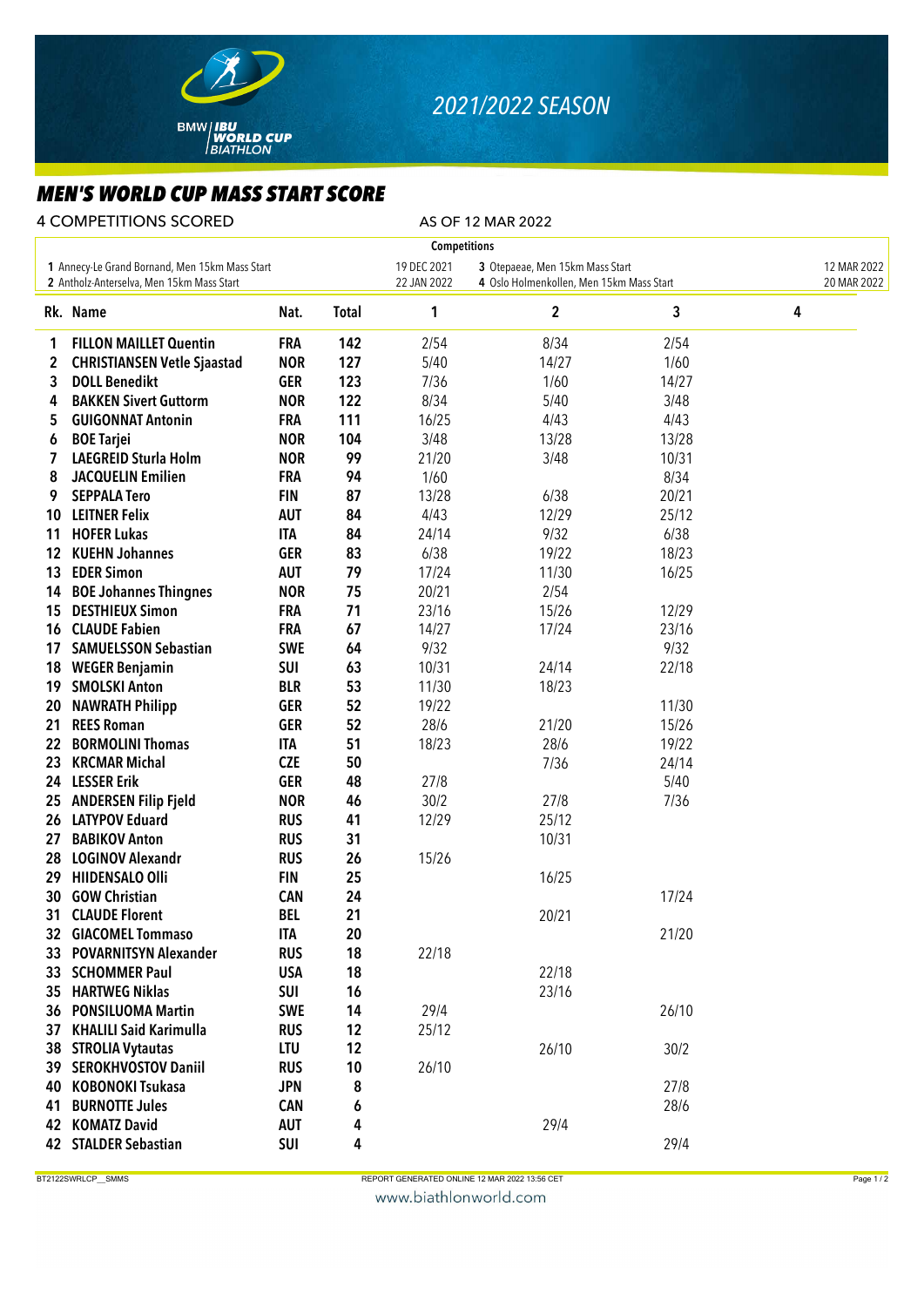2021/2022 SEASON

# MEN'S WORLD CUP MASS START SCORE

4 COMPETITIONS SCORED — AS OF 12 MAR 2022

**Competitions**

1 Annecy-Le Grand Bornand, Men 15km Mass Start — 19 DEC 2021
2 Antholz-Anterselva, Men 15km Mass Start — 22 JAN 2022
3 Otepaeae, Men 15km Mass Start — 12 MAR 2022
4 Oslo Holmenkollen, Men 15km Mass Start — 20 MAR 2022

| Rk. | Name | Nat. | Total | 1 | 2 | 3 | 4 |
|---|---|---|---|---|---|---|---|
| 1 | FILLON MAILLET Quentin | FRA | 142 | 2/54 | 8/34 | 2/54 | |
| 2 | CHRISTIANSEN Vetle Sjaastad | NOR | 127 | 5/40 | 14/27 | 1/60 | |
| 3 | DOLL Benedikt | GER | 123 | 7/36 | 1/60 | 14/27 | |
| 4 | BAKKEN Sivert Guttorm | NOR | 122 | 8/34 | 5/40 | 3/48 | |
| 5 | GUIGONNAT Antonin | FRA | 111 | 16/25 | 4/43 | 4/43 | |
| 6 | BOE Tarjei | NOR | 104 | 3/48 | 13/28 | 13/28 | |
| 7 | LAEGREID Sturla Holm | NOR | 99 | 21/20 | 3/48 | 10/31 | |
| 8 | JACQUELIN Emilien | FRA | 94 | 1/60 | | 8/34 | |
| 9 | SEPPALA Tero | FIN | 87 | 13/28 | 6/38 | 20/21 | |
| 10 | LEITNER Felix | AUT | 84 | 4/43 | 12/29 | 25/12 | |
| 11 | HOFER Lukas | ITA | 84 | 24/14 | 9/32 | 6/38 | |
| 12 | KUEHN Johannes | GER | 83 | 6/38 | 19/22 | 18/23 | |
| 13 | EDER Simon | AUT | 79 | 17/24 | 11/30 | 16/25 | |
| 14 | BOE Johannes Thingnes | NOR | 75 | 20/21 | 2/54 | | |
| 15 | DESTHIEUX Simon | FRA | 71 | 23/16 | 15/26 | 12/29 | |
| 16 | CLAUDE Fabien | FRA | 67 | 14/27 | 17/24 | 23/16 | |
| 17 | SAMUELSSON Sebastian | SWE | 64 | 9/32 | | 9/32 | |
| 18 | WEGER Benjamin | SUI | 63 | 10/31 | 24/14 | 22/18 | |
| 19 | SMOLSKI Anton | BLR | 53 | 11/30 | 18/23 | | |
| 20 | NAWRATH Philipp | GER | 52 | 19/22 | | 11/30 | |
| 21 | REES Roman | GER | 52 | 28/6 | 21/20 | 15/26 | |
| 22 | BORMOLINI Thomas | ITA | 51 | 18/23 | 28/6 | 19/22 | |
| 23 | KRCMAR Michal | CZE | 50 | | 7/36 | 24/14 | |
| 24 | LESSER Erik | GER | 48 | 27/8 | | 5/40 | |
| 25 | ANDERSEN Filip Fjeld | NOR | 46 | 30/2 | 27/8 | 7/36 | |
| 26 | LATYPOV Eduard | RUS | 41 | 12/29 | 25/12 | | |
| 27 | BABIKOV Anton | RUS | 31 | | 10/31 | | |
| 28 | LOGINOV Alexandr | RUS | 26 | 15/26 | | | |
| 29 | HIIDENSALO Olli | FIN | 25 | | 16/25 | | |
| 30 | GOW Christian | CAN | 24 | | | 17/24 | |
| 31 | CLAUDE Florent | BEL | 21 | | 20/21 | | |
| 32 | GIACOMEL Tommaso | ITA | 20 | | | 21/20 | |
| 33 | POVARNITSYN Alexander | RUS | 18 | 22/18 | | | |
| 33 | SCHOMMER Paul | USA | 18 | | 22/18 | | |
| 35 | HARTWEG Niklas | SUI | 16 | | 23/16 | | |
| 36 | PONSILUOMA Martin | SWE | 14 | 29/4 | | 26/10 | |
| 37 | KHALILI Said Karimulla | RUS | 12 | 25/12 | | | |
| 38 | STROLIA Vytautas | LTU | 12 | | 26/10 | 30/2 | |
| 39 | SEROKHVOSTOV Daniil | RUS | 10 | 26/10 | | | |
| 40 | KOBONOKI Tsukasa | JPN | 8 | | | 27/8 | |
| 41 | BURNOTTE Jules | CAN | 6 | | | 28/6 | |
| 42 | KOMATZ David | AUT | 4 | | 29/4 | | |
| 42 | STALDER Sebastian | SUI | 4 | | | 29/4 | |

BT2122SWRLCP__SMMS — REPORT GENERATED ONLINE 12 MAR 2022 13:56 CET

www.biathlonworld.com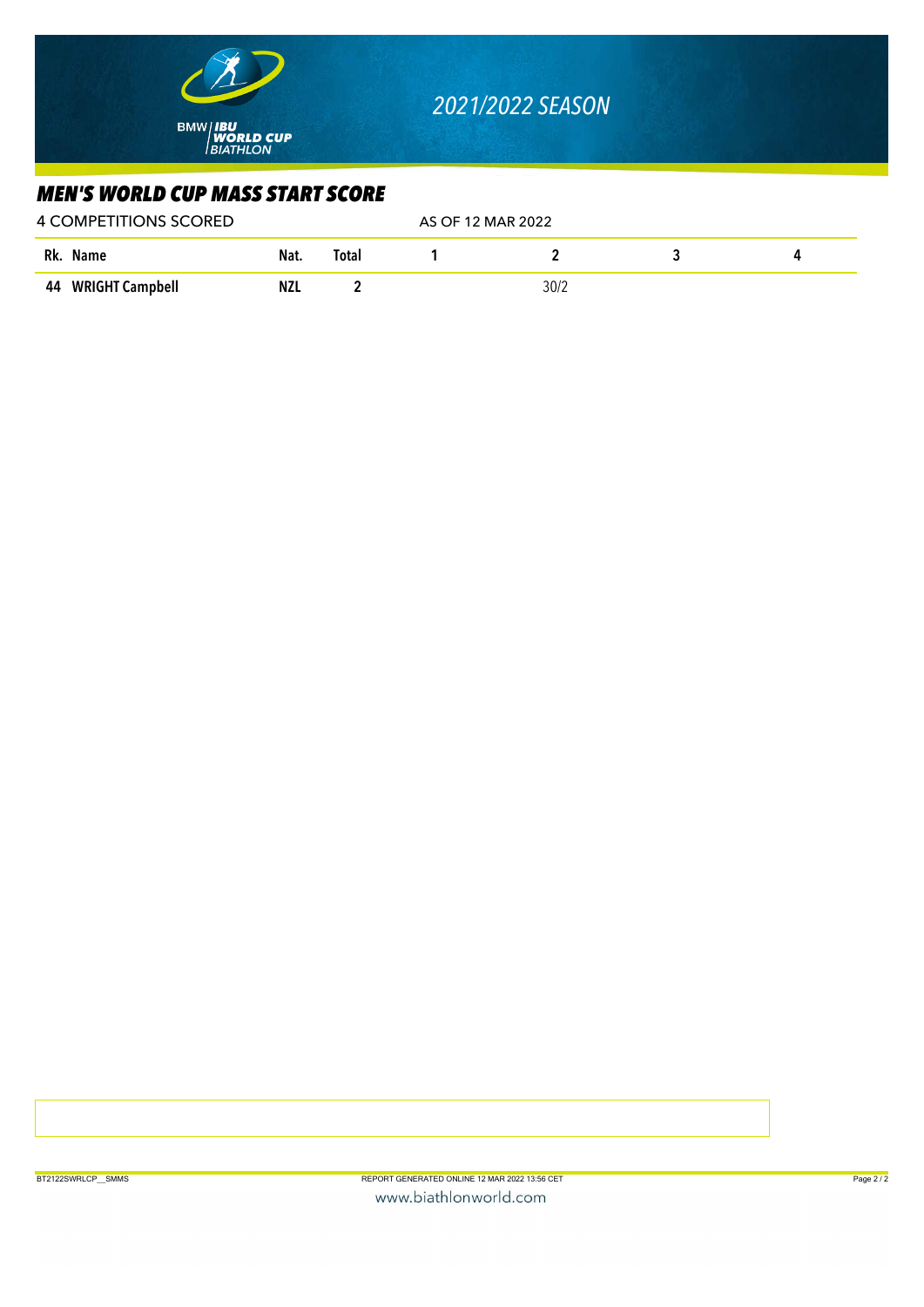2021/2022 SEASON

## MEN'S WORLD CUP MASS START SCORE

4 COMPETITIONS SCORED AS OF 12 MAR 2022

| Rk. | Name | Nat. | Total | 1 | 2 | 3 | 4 |
|---|---|---|---|---|---|---|---|
| 44 | WRIGHT Campbell | NZL | 2 | | 30/2 | | |

BT2122SWRLCP__SMMS REPORT GENERATED ONLINE 12 MAR 2022 13:56 CET

www.biathlonworld.com